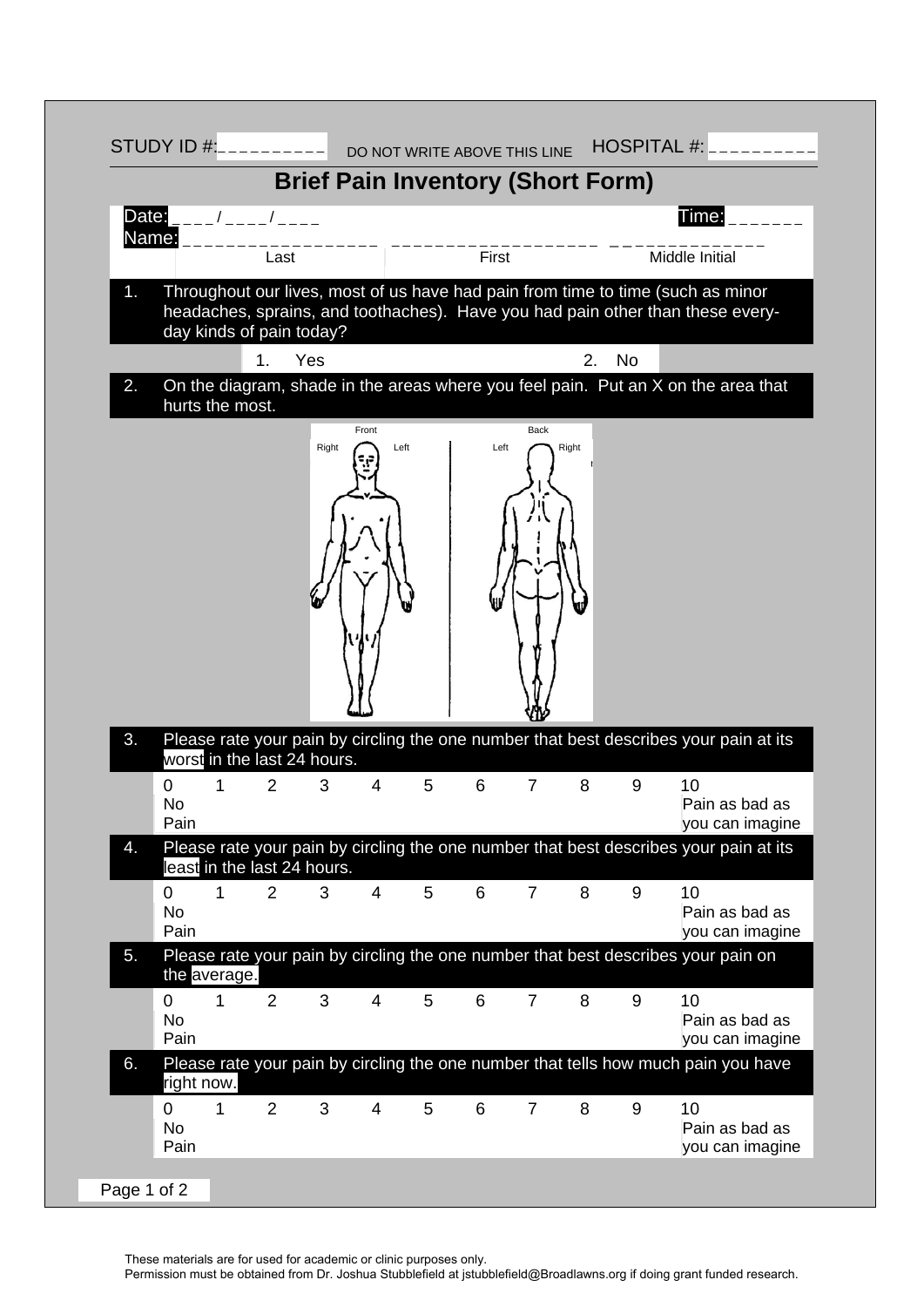STUDY ID #:__________ DO NOT WRITE ABOVE THIS LINE HOSPITAL #: __________

# Brief Pain Inventory (Short Form)

Date: ____ / ____ / ____ Time: _______

Name: __________________ __________________ ______________

Last First Middle Initial

1. Throughout our lives, most of us have had pain from time to time (such as minor headaches, sprains, and toothaches). Have you had pain other than these every-day kinds of pain today?

 1. Yes 2. No

2. On the diagram, shade in the areas where you feel pain. Put an X on the area that hurts the most.

 Front: Right Left Back: Left Right

3. Please rate your pain by circling the one number that best describes your pain at its worst in the last 24 hours.

| 0 No Pain | 1 | 2 | 3 | 4 | 5 | 6 | 7 | 8 | 9 | 10 Pain as bad as you can imagine |
|---|---|---|---|---|---|---|---|---|---|---|

4. Please rate your pain by circling the one number that best describes your pain at its least in the last 24 hours.

| 0 No Pain | 1 | 2 | 3 | 4 | 5 | 6 | 7 | 8 | 9 | 10 Pain as bad as you can imagine |
|---|---|---|---|---|---|---|---|---|---|---|

5. Please rate your pain by circling the one number that best describes your pain on the average.

| 0 No Pain | 1 | 2 | 3 | 4 | 5 | 6 | 7 | 8 | 9 | 10 Pain as bad as you can imagine |
|---|---|---|---|---|---|---|---|---|---|---|

6. Please rate your pain by circling the one number that tells how much pain you have right now.

| 0 No Pain | 1 | 2 | 3 | 4 | 5 | 6 | 7 | 8 | 9 | 10 Pain as bad as you can imagine |
|---|---|---|---|---|---|---|---|---|---|---|

These materials are for used for academic or clinic purposes only.
Permission must be obtained from Dr. Joshua Stubblefield at jstubblefield@Broadlawns.org if doing grant funded research.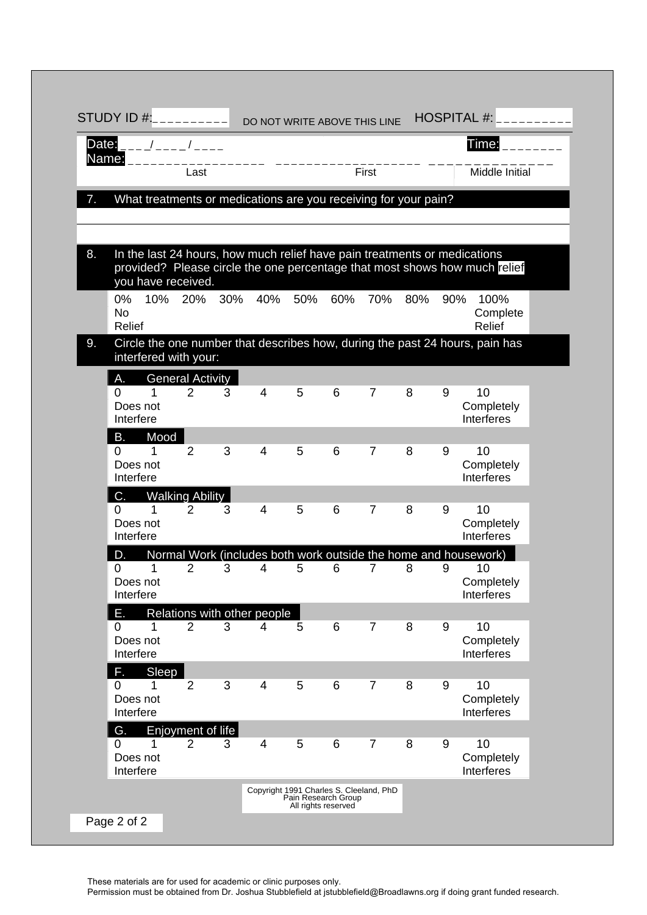STUDY ID #:__________ DO NOT WRITE ABOVE THIS LINE HOSPITAL #: __________

Date: ____/____/____ Time: ________

Name: __________________ __________________ ______________

Last First Middle Initial

**7.** What treatments or medications are you receiving for your pain?

______________________________________________________________

______________________________________________________________

**8.** In the last 24 hours, how much relief have pain treatments or medications provided? Please circle the one percentage that most shows how much relief you have received.

| | | | | | | | | | | |
|---|---|---|---|---|---|---|---|---|---|---|
| 0% No Relief | 10% | 20% | 30% | 40% | 50% | 60% | 70% | 80% | 90% | 100% Complete Relief |

**9.** Circle the one number that describes how, during the past 24 hours, pain has interfered with your:

**A. General Activity**

| | | | | | | | | | | |
|---|---|---|---|---|---|---|---|---|---|---|
| 0 Does not Interfere | 1 | 2 | 3 | 4 | 5 | 6 | 7 | 8 | 9 | 10 Completely Interferes |

**B. Mood**

| | | | | | | | | | | |
|---|---|---|---|---|---|---|---|---|---|---|
| 0 Does not Interfere | 1 | 2 | 3 | 4 | 5 | 6 | 7 | 8 | 9 | 10 Completely Interferes |

**C. Walking Ability**

| | | | | | | | | | | |
|---|---|---|---|---|---|---|---|---|---|---|
| 0 Does not Interfere | 1 | 2 | 3 | 4 | 5 | 6 | 7 | 8 | 9 | 10 Completely Interferes |

**D. Normal Work (includes both work outside the home and housework)**

| | | | | | | | | | | |
|---|---|---|---|---|---|---|---|---|---|---|
| 0 Does not Interfere | 1 | 2 | 3 | 4 | 5 | 6 | 7 | 8 | 9 | 10 Completely Interferes |

**E. Relations with other people**

| | | | | | | | | | | |
|---|---|---|---|---|---|---|---|---|---|---|
| 0 Does not Interfere | 1 | 2 | 3 | 4 | 5 | 6 | 7 | 8 | 9 | 10 Completely Interferes |

**F. Sleep**

| | | | | | | | | | | |
|---|---|---|---|---|---|---|---|---|---|---|
| 0 Does not Interfere | 1 | 2 | 3 | 4 | 5 | 6 | 7 | 8 | 9 | 10 Completely Interferes |

**G. Enjoyment of life**

| | | | | | | | | | | |
|---|---|---|---|---|---|---|---|---|---|---|
| 0 Does not Interfere | 1 | 2 | 3 | 4 | 5 | 6 | 7 | 8 | 9 | 10 Completely Interferes |

Copyright 1991 Charles S. Cleeland, PhD
Pain Research Group
All rights reserved

These materials are for used for academic or clinic purposes only.
Permission must be obtained from Dr. Joshua Stubblefield at jstubblefield@Broadlawns.org if doing grant funded research.